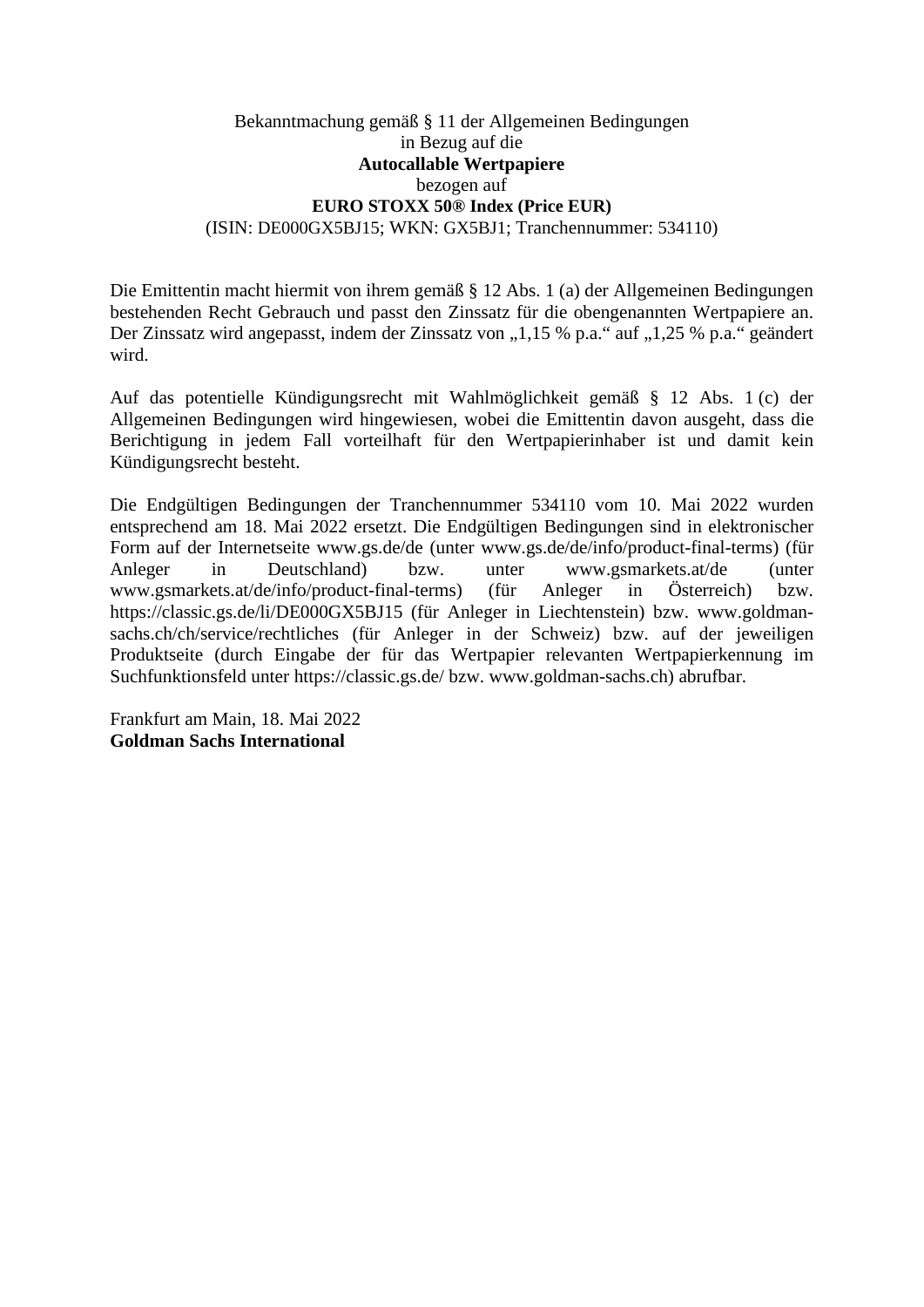Bekanntmachung gemäß § 11 der Allgemeinen Bedingungen
in Bezug auf die
**Autocallable Wertpapiere**
bezogen auf
**EURO STOXX 50® Index (Price EUR)**
(ISIN: DE000GX5BJ15; WKN: GX5BJ1; Tranchennummer: 534110)

Die Emittentin macht hiermit von ihrem gemäß § 12 Abs. 1 (a) der Allgemeinen Bedingungen bestehenden Recht Gebrauch und passt den Zinssatz für die obengenannten Wertpapiere an. Der Zinssatz wird angepasst, indem der Zinssatz von „1,15 % p.a." auf „1,25 % p.a." geändert wird.

Auf das potentielle Kündigungsrecht mit Wahlmöglichkeit gemäß § 12 Abs. 1 (c) der Allgemeinen Bedingungen wird hingewiesen, wobei die Emittentin davon ausgeht, dass die Berichtigung in jedem Fall vorteilhaft für den Wertpapierinhaber ist und damit kein Kündigungsrecht besteht.

Die Endgültigen Bedingungen der Tranchennummer 534110 vom 10. Mai 2022 wurden entsprechend am 18. Mai 2022 ersetzt. Die Endgültigen Bedingungen sind in elektronischer Form auf der Internetseite www.gs.de/de (unter www.gs.de/de/info/product-final-terms) (für Anleger in Deutschland) bzw. unter www.gsmarkets.at/de (unter www.gsmarkets.at/de/info/product-final-terms) (für Anleger in Österreich) bzw. https://classic.gs.de/li/DE000GX5BJ15 (für Anleger in Liechtenstein) bzw. www.goldman-sachs.ch/ch/service/rechtliches (für Anleger in der Schweiz) bzw. auf der jeweiligen Produktseite (durch Eingabe der für das Wertpapier relevanten Wertpapierkennung im Suchfunktionsfeld unter https://classic.gs.de/ bzw. www.goldman-sachs.ch) abrufbar.

Frankfurt am Main, 18. Mai 2022
**Goldman Sachs International**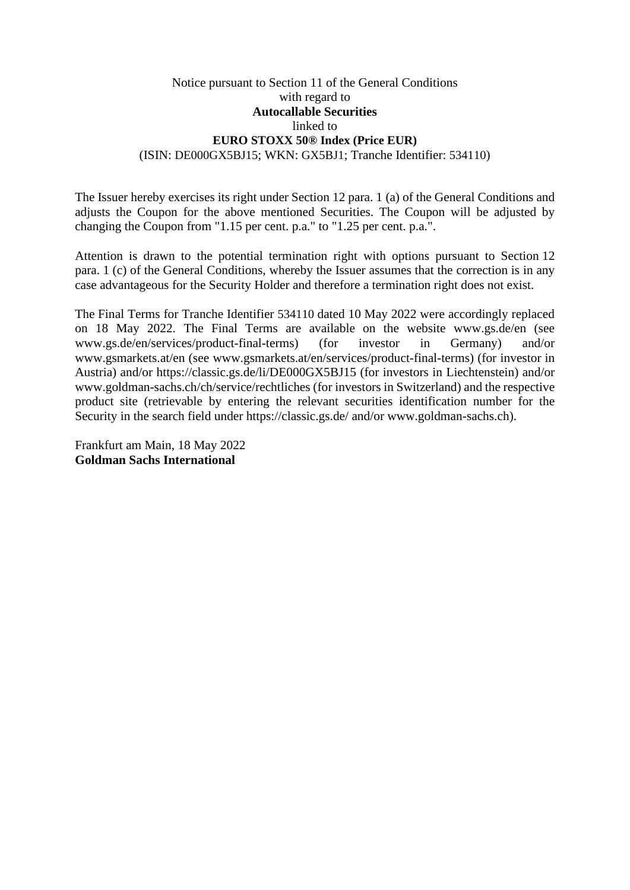Notice pursuant to Section 11 of the General Conditions
with regard to
**Autocallable Securities**
linked to
**EURO STOXX 50® Index (Price EUR)**
(ISIN: DE000GX5BJ15; WKN: GX5BJ1; Tranche Identifier: 534110)

The Issuer hereby exercises its right under Section 12 para. 1 (a) of the General Conditions and adjusts the Coupon for the above mentioned Securities. The Coupon will be adjusted by changing the Coupon from "1.15 per cent. p.a." to "1.25 per cent. p.a.".

Attention is drawn to the potential termination right with options pursuant to Section 12 para. 1 (c) of the General Conditions, whereby the Issuer assumes that the correction is in any case advantageous for the Security Holder and therefore a termination right does not exist.

The Final Terms for Tranche Identifier 534110 dated 10 May 2022 were accordingly replaced on 18 May 2022. The Final Terms are available on the website www.gs.de/en (see www.gs.de/en/services/product-final-terms) (for investor in Germany) and/or www.gsmarkets.at/en (see www.gsmarkets.at/en/services/product-final-terms) (for investor in Austria) and/or https://classic.gs.de/li/DE000GX5BJ15 (for investors in Liechtenstein) and/or www.goldman-sachs.ch/ch/service/rechtliches (for investors in Switzerland) and the respective product site (retrievable by entering the relevant securities identification number for the Security in the search field under https://classic.gs.de/ and/or www.goldman-sachs.ch).

Frankfurt am Main, 18 May 2022
**Goldman Sachs International**